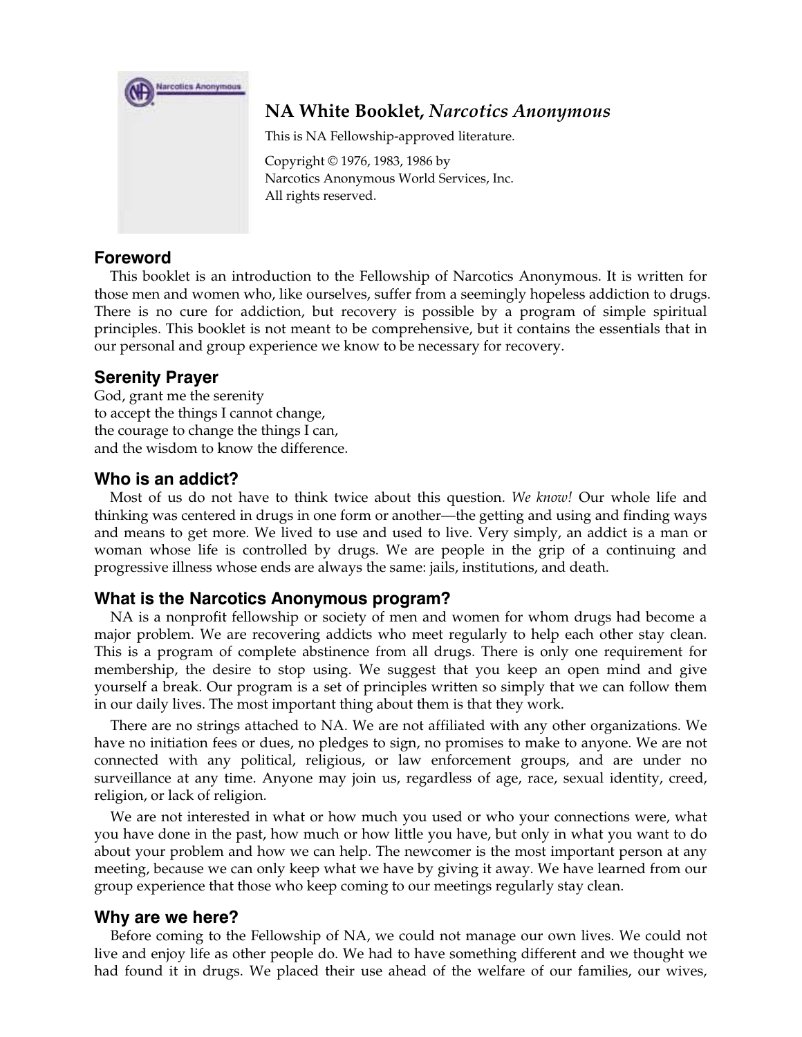## NA White Booklet, *Narcotics Anonymous*

This is NA Fellowship-approved literature.

Copyright © 1976, 1983, 1986 by
Narcotics Anonymous World Services, Inc.
All rights reserved.

### Foreword

This booklet is an introduction to the Fellowship of Narcotics Anonymous. It is written for those men and women who, like ourselves, suffer from a seemingly hopeless addiction to drugs. There is no cure for addiction, but recovery is possible by a program of simple spiritual principles. This booklet is not meant to be comprehensive, but it contains the essentials that in our personal and group experience we know to be necessary for recovery.

### Serenity Prayer

God, grant me the serenity
to accept the things I cannot change,
the courage to change the things I can,
and the wisdom to know the difference.

### Who is an addict?

Most of us do not have to think twice about this question. *We know!* Our whole life and thinking was centered in drugs in one form or another—the getting and using and finding ways and means to get more. We lived to use and used to live. Very simply, an addict is a man or woman whose life is controlled by drugs. We are people in the grip of a continuing and progressive illness whose ends are always the same: jails, institutions, and death.

### What is the Narcotics Anonymous program?

NA is a nonprofit fellowship or society of men and women for whom drugs had become a major problem. We are recovering addicts who meet regularly to help each other stay clean. This is a program of complete abstinence from all drugs. There is only one requirement for membership, the desire to stop using. We suggest that you keep an open mind and give yourself a break. Our program is a set of principles written so simply that we can follow them in our daily lives. The most important thing about them is that they work.

There are no strings attached to NA. We are not affiliated with any other organizations. We have no initiation fees or dues, no pledges to sign, no promises to make to anyone. We are not connected with any political, religious, or law enforcement groups, and are under no surveillance at any time. Anyone may join us, regardless of age, race, sexual identity, creed, religion, or lack of religion.

We are not interested in what or how much you used or who your connections were, what you have done in the past, how much or how little you have, but only in what you want to do about your problem and how we can help. The newcomer is the most important person at any meeting, because we can only keep what we have by giving it away. We have learned from our group experience that those who keep coming to our meetings regularly stay clean.

### Why are we here?

Before coming to the Fellowship of NA, we could not manage our own lives. We could not live and enjoy life as other people do. We had to have something different and we thought we had found it in drugs. We placed their use ahead of the welfare of our families, our wives,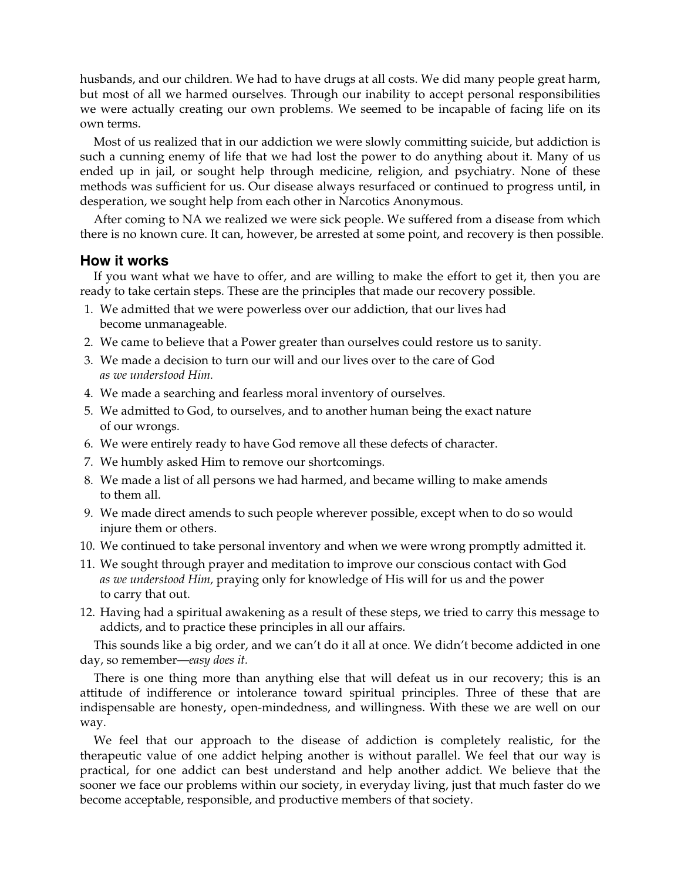husbands, and our children. We had to have drugs at all costs. We did many people great harm, but most of all we harmed ourselves. Through our inability to accept personal responsibilities we were actually creating our own problems. We seemed to be incapable of facing life on its own terms.

Most of us realized that in our addiction we were slowly committing suicide, but addiction is such a cunning enemy of life that we had lost the power to do anything about it. Many of us ended up in jail, or sought help through medicine, religion, and psychiatry. None of these methods was sufficient for us. Our disease always resurfaced or continued to progress until, in desperation, we sought help from each other in Narcotics Anonymous.

After coming to NA we realized we were sick people. We suffered from a disease from which there is no known cure. It can, however, be arrested at some point, and recovery is then possible.

## How it works

If you want what we have to offer, and are willing to make the effort to get it, then you are ready to take certain steps. These are the principles that made our recovery possible.

1. We admitted that we were powerless over our addiction, that our lives had become unmanageable.
2. We came to believe that a Power greater than ourselves could restore us to sanity.
3. We made a decision to turn our will and our lives over to the care of God *as we understood Him.*
4. We made a searching and fearless moral inventory of ourselves.
5. We admitted to God, to ourselves, and to another human being the exact nature of our wrongs.
6. We were entirely ready to have God remove all these defects of character.
7. We humbly asked Him to remove our shortcomings.
8. We made a list of all persons we had harmed, and became willing to make amends to them all.
9. We made direct amends to such people wherever possible, except when to do so would injure them or others.
10. We continued to take personal inventory and when we were wrong promptly admitted it.
11. We sought through prayer and meditation to improve our conscious contact with God *as we understood Him,* praying only for knowledge of His will for us and the power to carry that out.
12. Having had a spiritual awakening as a result of these steps, we tried to carry this message to addicts, and to practice these principles in all our affairs.

This sounds like a big order, and we can't do it all at once. We didn't become addicted in one day, so remember—*easy does it.*

There is one thing more than anything else that will defeat us in our recovery; this is an attitude of indifference or intolerance toward spiritual principles. Three of these that are indispensable are honesty, open-mindedness, and willingness. With these we are well on our way.

We feel that our approach to the disease of addiction is completely realistic, for the therapeutic value of one addict helping another is without parallel. We feel that our way is practical, for one addict can best understand and help another addict. We believe that the sooner we face our problems within our society, in everyday living, just that much faster do we become acceptable, responsible, and productive members of that society.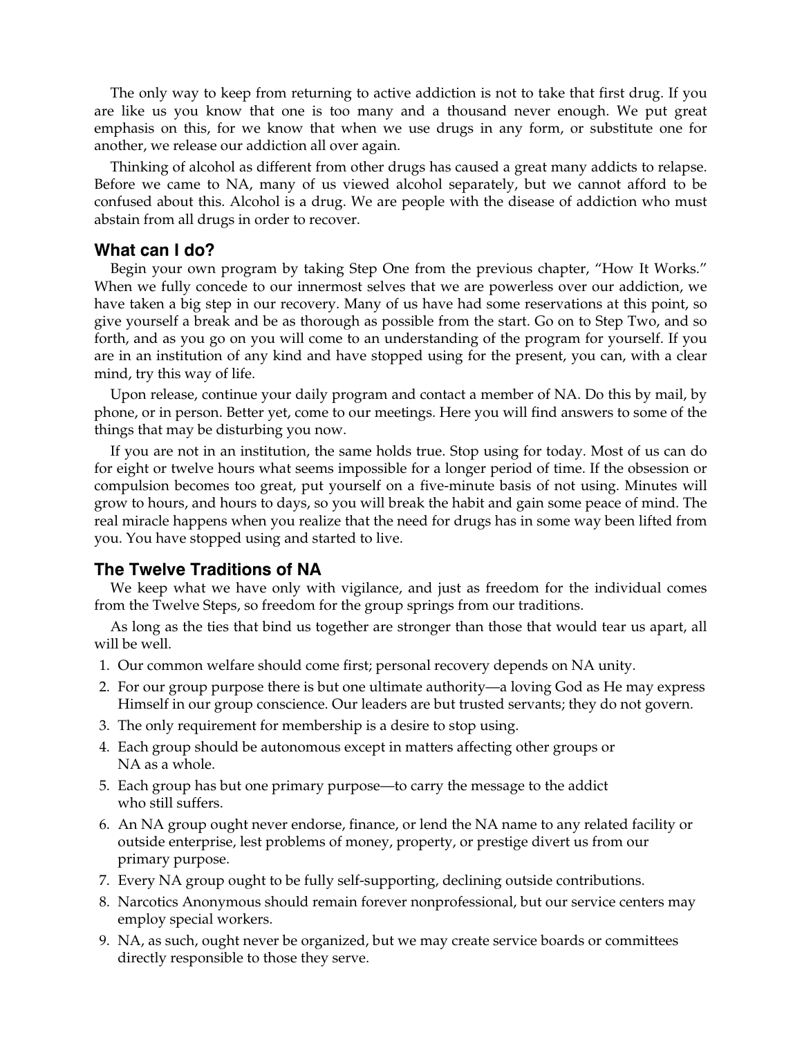The only way to keep from returning to active addiction is not to take that first drug. If you are like us you know that one is too many and a thousand never enough. We put great emphasis on this, for we know that when we use drugs in any form, or substitute one for another, we release our addiction all over again.

Thinking of alcohol as different from other drugs has caused a great many addicts to relapse. Before we came to NA, many of us viewed alcohol separately, but we cannot afford to be confused about this. Alcohol is a drug. We are people with the disease of addiction who must abstain from all drugs in order to recover.

## What can I do?

Begin your own program by taking Step One from the previous chapter, "How It Works." When we fully concede to our innermost selves that we are powerless over our addiction, we have taken a big step in our recovery. Many of us have had some reservations at this point, so give yourself a break and be as thorough as possible from the start. Go on to Step Two, and so forth, and as you go on you will come to an understanding of the program for yourself. If you are in an institution of any kind and have stopped using for the present, you can, with a clear mind, try this way of life.

Upon release, continue your daily program and contact a member of NA. Do this by mail, by phone, or in person. Better yet, come to our meetings. Here you will find answers to some of the things that may be disturbing you now.

If you are not in an institution, the same holds true. Stop using for today. Most of us can do for eight or twelve hours what seems impossible for a longer period of time. If the obsession or compulsion becomes too great, put yourself on a five-minute basis of not using. Minutes will grow to hours, and hours to days, so you will break the habit and gain some peace of mind. The real miracle happens when you realize that the need for drugs has in some way been lifted from you. You have stopped using and started to live.

## The Twelve Traditions of NA

We keep what we have only with vigilance, and just as freedom for the individual comes from the Twelve Steps, so freedom for the group springs from our traditions.

As long as the ties that bind us together are stronger than those that would tear us apart, all will be well.

1. Our common welfare should come first; personal recovery depends on NA unity.
2. For our group purpose there is but one ultimate authority—a loving God as He may express Himself in our group conscience. Our leaders are but trusted servants; they do not govern.
3. The only requirement for membership is a desire to stop using.
4. Each group should be autonomous except in matters affecting other groups or NA as a whole.
5. Each group has but one primary purpose—to carry the message to the addict who still suffers.
6. An NA group ought never endorse, finance, or lend the NA name to any related facility or outside enterprise, lest problems of money, property, or prestige divert us from our primary purpose.
7. Every NA group ought to be fully self-supporting, declining outside contributions.
8. Narcotics Anonymous should remain forever nonprofessional, but our service centers may employ special workers.
9. NA, as such, ought never be organized, but we may create service boards or committees directly responsible to those they serve.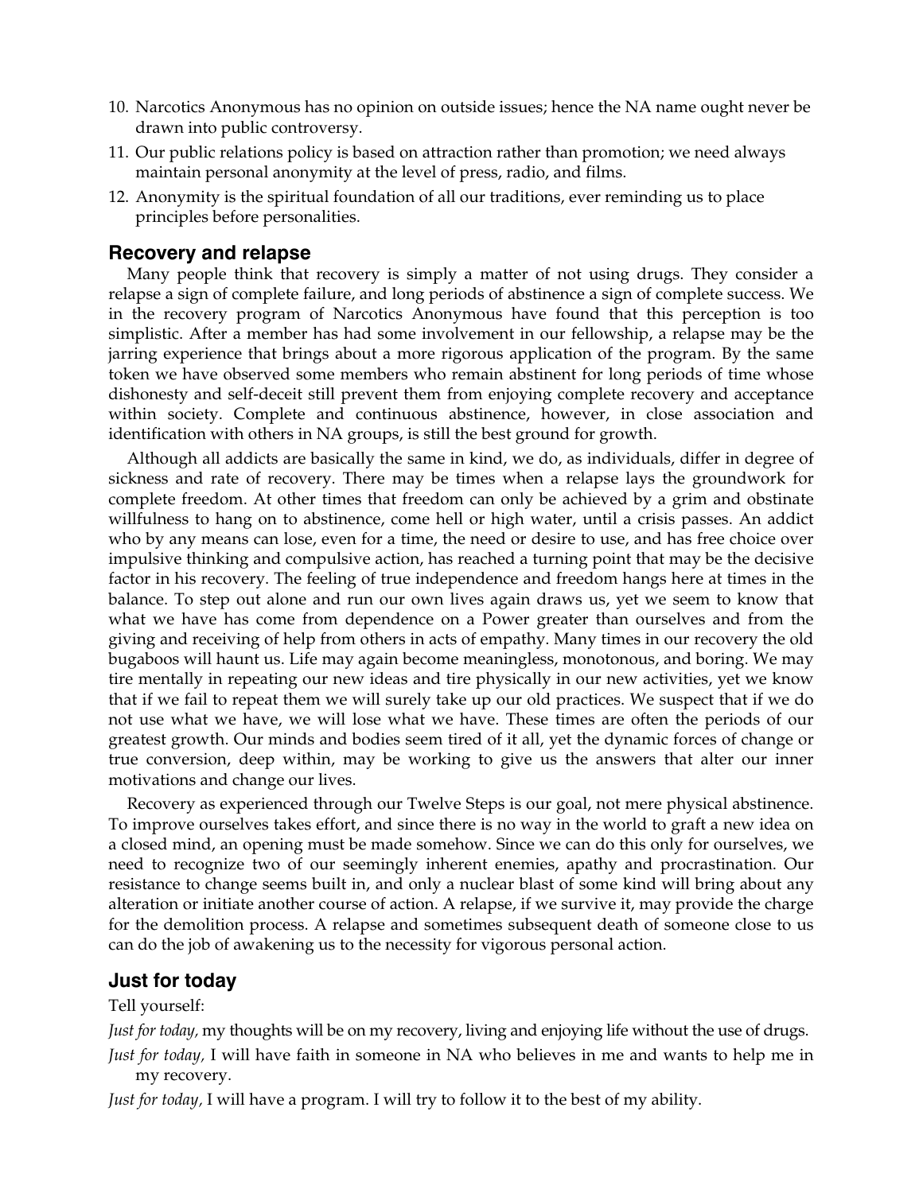10. Narcotics Anonymous has no opinion on outside issues; hence the NA name ought never be drawn into public controversy.
11. Our public relations policy is based on attraction rather than promotion; we need always maintain personal anonymity at the level of press, radio, and films.
12. Anonymity is the spiritual foundation of all our traditions, ever reminding us to place principles before personalities.

## Recovery and relapse

Many people think that recovery is simply a matter of not using drugs. They consider a relapse a sign of complete failure, and long periods of abstinence a sign of complete success. We in the recovery program of Narcotics Anonymous have found that this perception is too simplistic. After a member has had some involvement in our fellowship, a relapse may be the jarring experience that brings about a more rigorous application of the program. By the same token we have observed some members who remain abstinent for long periods of time whose dishonesty and self-deceit still prevent them from enjoying complete recovery and acceptance within society. Complete and continuous abstinence, however, in close association and identification with others in NA groups, is still the best ground for growth.

Although all addicts are basically the same in kind, we do, as individuals, differ in degree of sickness and rate of recovery. There may be times when a relapse lays the groundwork for complete freedom. At other times that freedom can only be achieved by a grim and obstinate willfulness to hang on to abstinence, come hell or high water, until a crisis passes. An addict who by any means can lose, even for a time, the need or desire to use, and has free choice over impulsive thinking and compulsive action, has reached a turning point that may be the decisive factor in his recovery. The feeling of true independence and freedom hangs here at times in the balance. To step out alone and run our own lives again draws us, yet we seem to know that what we have has come from dependence on a Power greater than ourselves and from the giving and receiving of help from others in acts of empathy. Many times in our recovery the old bugaboos will haunt us. Life may again become meaningless, monotonous, and boring. We may tire mentally in repeating our new ideas and tire physically in our new activities, yet we know that if we fail to repeat them we will surely take up our old practices. We suspect that if we do not use what we have, we will lose what we have. These times are often the periods of our greatest growth. Our minds and bodies seem tired of it all, yet the dynamic forces of change or true conversion, deep within, may be working to give us the answers that alter our inner motivations and change our lives.

Recovery as experienced through our Twelve Steps is our goal, not mere physical abstinence. To improve ourselves takes effort, and since there is no way in the world to graft a new idea on a closed mind, an opening must be made somehow. Since we can do this only for ourselves, we need to recognize two of our seemingly inherent enemies, apathy and procrastination. Our resistance to change seems built in, and only a nuclear blast of some kind will bring about any alteration or initiate another course of action. A relapse, if we survive it, may provide the charge for the demolition process. A relapse and sometimes subsequent death of someone close to us can do the job of awakening us to the necessity for vigorous personal action.

## Just for today

Tell yourself:

*Just for today,* my thoughts will be on my recovery, living and enjoying life without the use of drugs.

*Just for today,* I will have faith in someone in NA who believes in me and wants to help me in my recovery.

*Just for today,* I will have a program. I will try to follow it to the best of my ability.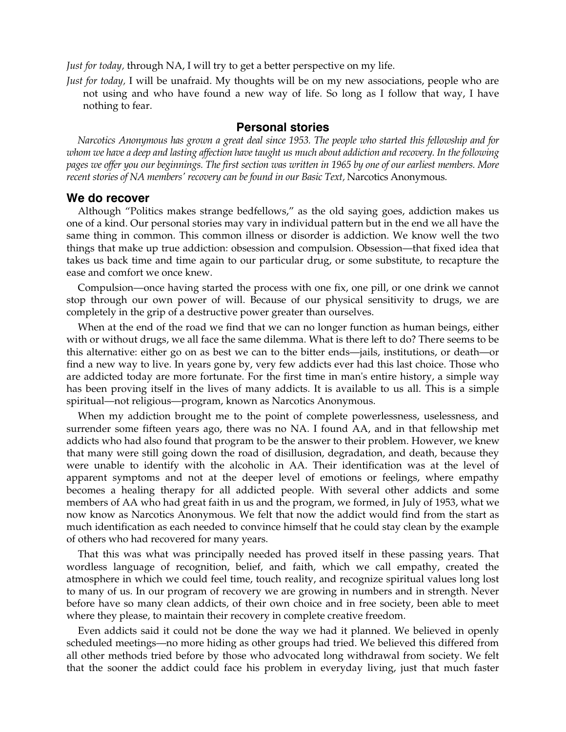*Just for today,* through NA, I will try to get a better perspective on my life.

*Just for today,* I will be unafraid. My thoughts will be on my new associations, people who are not using and who have found a new way of life. So long as I follow that way, I have nothing to fear.

## Personal stories

*Narcotics Anonymous has grown a great deal since 1953. The people who started this fellowship and for whom we have a deep and lasting affection have taught us much about addiction and recovery. In the following pages we offer you our beginnings. The first section was written in 1965 by one of our earliest members. More recent stories of NA members' recovery can be found in our Basic Text,* Narcotics Anonymous.

### We do recover

Although "Politics makes strange bedfellows," as the old saying goes, addiction makes us one of a kind. Our personal stories may vary in individual pattern but in the end we all have the same thing in common. This common illness or disorder is addiction. We know well the two things that make up true addiction: obsession and compulsion. Obsession—that fixed idea that takes us back time and time again to our particular drug, or some substitute, to recapture the ease and comfort we once knew.

Compulsion—once having started the process with one fix, one pill, or one drink we cannot stop through our own power of will. Because of our physical sensitivity to drugs, we are completely in the grip of a destructive power greater than ourselves.

When at the end of the road we find that we can no longer function as human beings, either with or without drugs, we all face the same dilemma. What is there left to do? There seems to be this alternative: either go on as best we can to the bitter ends—jails, institutions, or death—or find a new way to live. In years gone by, very few addicts ever had this last choice. Those who are addicted today are more fortunate. For the first time in man's entire history, a simple way has been proving itself in the lives of many addicts. It is available to us all. This is a simple spiritual—not religious—program, known as Narcotics Anonymous.

When my addiction brought me to the point of complete powerlessness, uselessness, and surrender some fifteen years ago, there was no NA. I found AA, and in that fellowship met addicts who had also found that program to be the answer to their problem. However, we knew that many were still going down the road of disillusion, degradation, and death, because they were unable to identify with the alcoholic in AA. Their identification was at the level of apparent symptoms and not at the deeper level of emotions or feelings, where empathy becomes a healing therapy for all addicted people. With several other addicts and some members of AA who had great faith in us and the program, we formed, in July of 1953, what we now know as Narcotics Anonymous. We felt that now the addict would find from the start as much identification as each needed to convince himself that he could stay clean by the example of others who had recovered for many years.

That this was what was principally needed has proved itself in these passing years. That wordless language of recognition, belief, and faith, which we call empathy, created the atmosphere in which we could feel time, touch reality, and recognize spiritual values long lost to many of us. In our program of recovery we are growing in numbers and in strength. Never before have so many clean addicts, of their own choice and in free society, been able to meet where they please, to maintain their recovery in complete creative freedom.

Even addicts said it could not be done the way we had it planned. We believed in openly scheduled meetings—no more hiding as other groups had tried. We believed this differed from all other methods tried before by those who advocated long withdrawal from society. We felt that the sooner the addict could face his problem in everyday living, just that much faster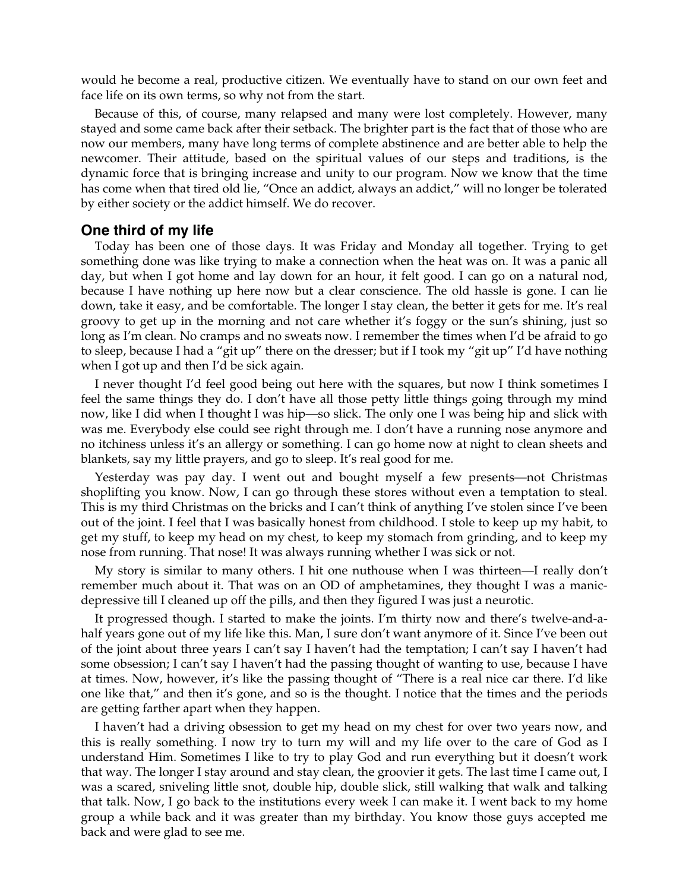would he become a real, productive citizen. We eventually have to stand on our own feet and face life on its own terms, so why not from the start.

Because of this, of course, many relapsed and many were lost completely. However, many stayed and some came back after their setback. The brighter part is the fact that of those who are now our members, many have long terms of complete abstinence and are better able to help the newcomer. Their attitude, based on the spiritual values of our steps and traditions, is the dynamic force that is bringing increase and unity to our program. Now we know that the time has come when that tired old lie, "Once an addict, always an addict," will no longer be tolerated by either society or the addict himself. We do recover.

## One third of my life

Today has been one of those days. It was Friday and Monday all together. Trying to get something done was like trying to make a connection when the heat was on. It was a panic all day, but when I got home and lay down for an hour, it felt good. I can go on a natural nod, because I have nothing up here now but a clear conscience. The old hassle is gone. I can lie down, take it easy, and be comfortable. The longer I stay clean, the better it gets for me. It's real groovy to get up in the morning and not care whether it's foggy or the sun's shining, just so long as I'm clean. No cramps and no sweats now. I remember the times when I'd be afraid to go to sleep, because I had a "git up" there on the dresser; but if I took my "git up" I'd have nothing when I got up and then I'd be sick again.

I never thought I'd feel good being out here with the squares, but now I think sometimes I feel the same things they do. I don't have all those petty little things going through my mind now, like I did when I thought I was hip—so slick. The only one I was being hip and slick with was me. Everybody else could see right through me. I don't have a running nose anymore and no itchiness unless it's an allergy or something. I can go home now at night to clean sheets and blankets, say my little prayers, and go to sleep. It's real good for me.

Yesterday was pay day. I went out and bought myself a few presents—not Christmas shoplifting you know. Now, I can go through these stores without even a temptation to steal. This is my third Christmas on the bricks and I can't think of anything I've stolen since I've been out of the joint. I feel that I was basically honest from childhood. I stole to keep up my habit, to get my stuff, to keep my head on my chest, to keep my stomach from grinding, and to keep my nose from running. That nose! It was always running whether I was sick or not.

My story is similar to many others. I hit one nuthouse when I was thirteen—I really don't remember much about it. That was on an OD of amphetamines, they thought I was a manic-depressive till I cleaned up off the pills, and then they figured I was just a neurotic.

It progressed though. I started to make the joints. I'm thirty now and there's twelve-and-a-half years gone out of my life like this. Man, I sure don't want anymore of it. Since I've been out of the joint about three years I can't say I haven't had the temptation; I can't say I haven't had some obsession; I can't say I haven't had the passing thought of wanting to use, because I have at times. Now, however, it's like the passing thought of "There is a real nice car there. I'd like one like that," and then it's gone, and so is the thought. I notice that the times and the periods are getting farther apart when they happen.

I haven't had a driving obsession to get my head on my chest for over two years now, and this is really something. I now try to turn my will and my life over to the care of God as I understand Him. Sometimes I like to try to play God and run everything but it doesn't work that way. The longer I stay around and stay clean, the groovier it gets. The last time I came out, I was a scared, sniveling little snot, double hip, double slick, still walking that walk and talking that talk. Now, I go back to the institutions every week I can make it. I went back to my home group a while back and it was greater than my birthday. You know those guys accepted me back and were glad to see me.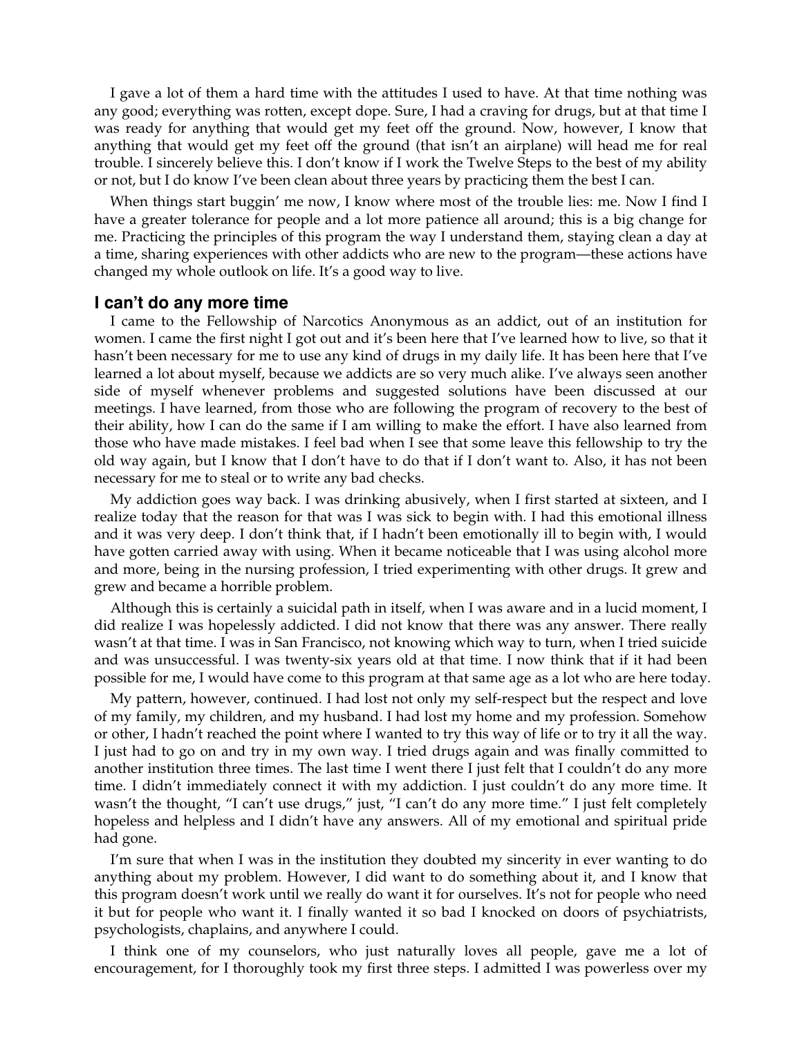I gave a lot of them a hard time with the attitudes I used to have. At that time nothing was any good; everything was rotten, except dope. Sure, I had a craving for drugs, but at that time I was ready for anything that would get my feet off the ground. Now, however, I know that anything that would get my feet off the ground (that isn't an airplane) will head me for real trouble. I sincerely believe this. I don't know if I work the Twelve Steps to the best of my ability or not, but I do know I've been clean about three years by practicing them the best I can.

When things start buggin' me now, I know where most of the trouble lies: me. Now I find I have a greater tolerance for people and a lot more patience all around; this is a big change for me. Practicing the principles of this program the way I understand them, staying clean a day at a time, sharing experiences with other addicts who are new to the program—these actions have changed my whole outlook on life. It's a good way to live.

### I can't do any more time

I came to the Fellowship of Narcotics Anonymous as an addict, out of an institution for women. I came the first night I got out and it's been here that I've learned how to live, so that it hasn't been necessary for me to use any kind of drugs in my daily life. It has been here that I've learned a lot about myself, because we addicts are so very much alike. I've always seen another side of myself whenever problems and suggested solutions have been discussed at our meetings. I have learned, from those who are following the program of recovery to the best of their ability, how I can do the same if I am willing to make the effort. I have also learned from those who have made mistakes. I feel bad when I see that some leave this fellowship to try the old way again, but I know that I don't have to do that if I don't want to. Also, it has not been necessary for me to steal or to write any bad checks.

My addiction goes way back. I was drinking abusively, when I first started at sixteen, and I realize today that the reason for that was I was sick to begin with. I had this emotional illness and it was very deep. I don't think that, if I hadn't been emotionally ill to begin with, I would have gotten carried away with using. When it became noticeable that I was using alcohol more and more, being in the nursing profession, I tried experimenting with other drugs. It grew and grew and became a horrible problem.

Although this is certainly a suicidal path in itself, when I was aware and in a lucid moment, I did realize I was hopelessly addicted. I did not know that there was any answer. There really wasn't at that time. I was in San Francisco, not knowing which way to turn, when I tried suicide and was unsuccessful. I was twenty-six years old at that time. I now think that if it had been possible for me, I would have come to this program at that same age as a lot who are here today.

My pattern, however, continued. I had lost not only my self-respect but the respect and love of my family, my children, and my husband. I had lost my home and my profession. Somehow or other, I hadn't reached the point where I wanted to try this way of life or to try it all the way. I just had to go on and try in my own way. I tried drugs again and was finally committed to another institution three times. The last time I went there I just felt that I couldn't do any more time. I didn't immediately connect it with my addiction. I just couldn't do any more time. It wasn't the thought, "I can't use drugs," just, "I can't do any more time." I just felt completely hopeless and helpless and I didn't have any answers. All of my emotional and spiritual pride had gone.

I'm sure that when I was in the institution they doubted my sincerity in ever wanting to do anything about my problem. However, I did want to do something about it, and I know that this program doesn't work until we really do want it for ourselves. It's not for people who need it but for people who want it. I finally wanted it so bad I knocked on doors of psychiatrists, psychologists, chaplains, and anywhere I could.

I think one of my counselors, who just naturally loves all people, gave me a lot of encouragement, for I thoroughly took my first three steps. I admitted I was powerless over my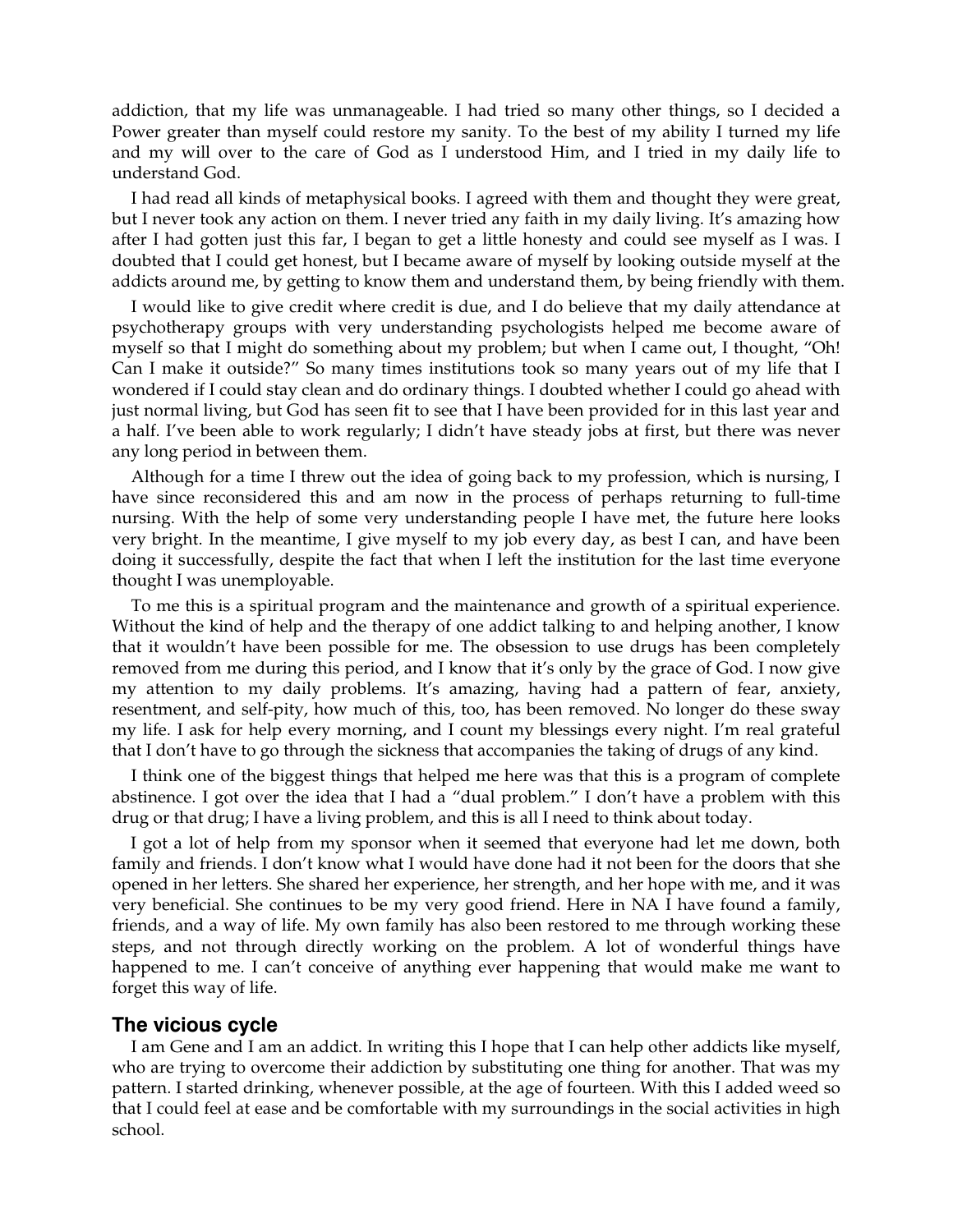addiction, that my life was unmanageable. I had tried so many other things, so I decided a Power greater than myself could restore my sanity. To the best of my ability I turned my life and my will over to the care of God as I understood Him, and I tried in my daily life to understand God.

I had read all kinds of metaphysical books. I agreed with them and thought they were great, but I never took any action on them. I never tried any faith in my daily living. It's amazing how after I had gotten just this far, I began to get a little honesty and could see myself as I was. I doubted that I could get honest, but I became aware of myself by looking outside myself at the addicts around me, by getting to know them and understand them, by being friendly with them.

I would like to give credit where credit is due, and I do believe that my daily attendance at psychotherapy groups with very understanding psychologists helped me become aware of myself so that I might do something about my problem; but when I came out, I thought, "Oh! Can I make it outside?" So many times institutions took so many years out of my life that I wondered if I could stay clean and do ordinary things. I doubted whether I could go ahead with just normal living, but God has seen fit to see that I have been provided for in this last year and a half. I've been able to work regularly; I didn't have steady jobs at first, but there was never any long period in between them.

Although for a time I threw out the idea of going back to my profession, which is nursing, I have since reconsidered this and am now in the process of perhaps returning to full-time nursing. With the help of some very understanding people I have met, the future here looks very bright. In the meantime, I give myself to my job every day, as best I can, and have been doing it successfully, despite the fact that when I left the institution for the last time everyone thought I was unemployable.

To me this is a spiritual program and the maintenance and growth of a spiritual experience. Without the kind of help and the therapy of one addict talking to and helping another, I know that it wouldn't have been possible for me. The obsession to use drugs has been completely removed from me during this period, and I know that it's only by the grace of God. I now give my attention to my daily problems. It's amazing, having had a pattern of fear, anxiety, resentment, and self-pity, how much of this, too, has been removed. No longer do these sway my life. I ask for help every morning, and I count my blessings every night. I'm real grateful that I don't have to go through the sickness that accompanies the taking of drugs of any kind.

I think one of the biggest things that helped me here was that this is a program of complete abstinence. I got over the idea that I had a "dual problem." I don't have a problem with this drug or that drug; I have a living problem, and this is all I need to think about today.

I got a lot of help from my sponsor when it seemed that everyone had let me down, both family and friends. I don't know what I would have done had it not been for the doors that she opened in her letters. She shared her experience, her strength, and her hope with me, and it was very beneficial. She continues to be my very good friend. Here in NA I have found a family, friends, and a way of life. My own family has also been restored to me through working these steps, and not through directly working on the problem. A lot of wonderful things have happened to me. I can't conceive of anything ever happening that would make me want to forget this way of life.

## The vicious cycle

I am Gene and I am an addict. In writing this I hope that I can help other addicts like myself, who are trying to overcome their addiction by substituting one thing for another. That was my pattern. I started drinking, whenever possible, at the age of fourteen. With this I added weed so that I could feel at ease and be comfortable with my surroundings in the social activities in high school.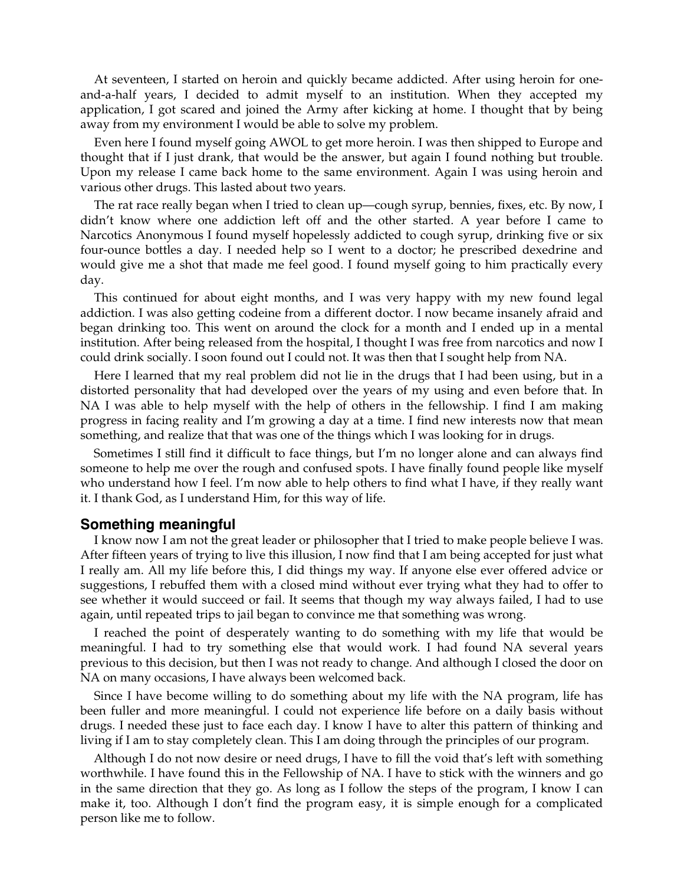At seventeen, I started on heroin and quickly became addicted. After using heroin for one-and-a-half years, I decided to admit myself to an institution. When they accepted my application, I got scared and joined the Army after kicking at home. I thought that by being away from my environment I would be able to solve my problem.

Even here I found myself going AWOL to get more heroin. I was then shipped to Europe and thought that if I just drank, that would be the answer, but again I found nothing but trouble. Upon my release I came back home to the same environment. Again I was using heroin and various other drugs. This lasted about two years.

The rat race really began when I tried to clean up—cough syrup, bennies, fixes, etc. By now, I didn't know where one addiction left off and the other started. A year before I came to Narcotics Anonymous I found myself hopelessly addicted to cough syrup, drinking five or six four-ounce bottles a day. I needed help so I went to a doctor; he prescribed dexedrine and would give me a shot that made me feel good. I found myself going to him practically every day.

This continued for about eight months, and I was very happy with my new found legal addiction. I was also getting codeine from a different doctor. I now became insanely afraid and began drinking too. This went on around the clock for a month and I ended up in a mental institution. After being released from the hospital, I thought I was free from narcotics and now I could drink socially. I soon found out I could not. It was then that I sought help from NA.

Here I learned that my real problem did not lie in the drugs that I had been using, but in a distorted personality that had developed over the years of my using and even before that. In NA I was able to help myself with the help of others in the fellowship. I find I am making progress in facing reality and I'm growing a day at a time. I find new interests now that mean something, and realize that that was one of the things which I was looking for in drugs.

Sometimes I still find it difficult to face things, but I'm no longer alone and can always find someone to help me over the rough and confused spots. I have finally found people like myself who understand how I feel. I'm now able to help others to find what I have, if they really want it. I thank God, as I understand Him, for this way of life.

## Something meaningful

I know now I am not the great leader or philosopher that I tried to make people believe I was. After fifteen years of trying to live this illusion, I now find that I am being accepted for just what I really am. All my life before this, I did things my way. If anyone else ever offered advice or suggestions, I rebuffed them with a closed mind without ever trying what they had to offer to see whether it would succeed or fail. It seems that though my way always failed, I had to use again, until repeated trips to jail began to convince me that something was wrong.

I reached the point of desperately wanting to do something with my life that would be meaningful. I had to try something else that would work. I had found NA several years previous to this decision, but then I was not ready to change. And although I closed the door on NA on many occasions, I have always been welcomed back.

Since I have become willing to do something about my life with the NA program, life has been fuller and more meaningful. I could not experience life before on a daily basis without drugs. I needed these just to face each day. I know I have to alter this pattern of thinking and living if I am to stay completely clean. This I am doing through the principles of our program.

Although I do not now desire or need drugs, I have to fill the void that's left with something worthwhile. I have found this in the Fellowship of NA. I have to stick with the winners and go in the same direction that they go. As long as I follow the steps of the program, I know I can make it, too. Although I don't find the program easy, it is simple enough for a complicated person like me to follow.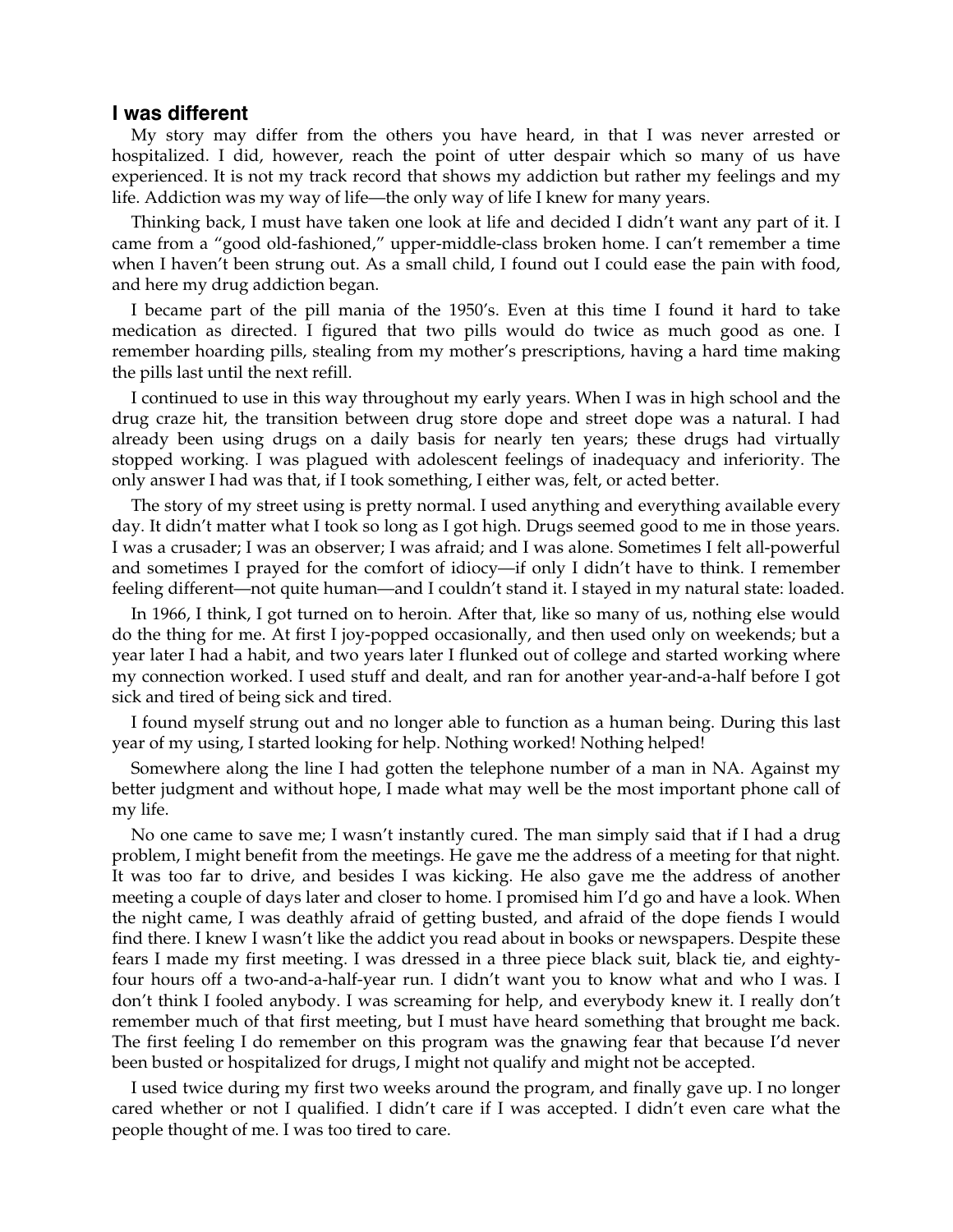## I was different

My story may differ from the others you have heard, in that I was never arrested or hospitalized. I did, however, reach the point of utter despair which so many of us have experienced. It is not my track record that shows my addiction but rather my feelings and my life. Addiction was my way of life—the only way of life I knew for many years.

Thinking back, I must have taken one look at life and decided I didn't want any part of it. I came from a "good old-fashioned," upper-middle-class broken home. I can't remember a time when I haven't been strung out. As a small child, I found out I could ease the pain with food, and here my drug addiction began.

I became part of the pill mania of the 1950's. Even at this time I found it hard to take medication as directed. I figured that two pills would do twice as much good as one. I remember hoarding pills, stealing from my mother's prescriptions, having a hard time making the pills last until the next refill.

I continued to use in this way throughout my early years. When I was in high school and the drug craze hit, the transition between drug store dope and street dope was a natural. I had already been using drugs on a daily basis for nearly ten years; these drugs had virtually stopped working. I was plagued with adolescent feelings of inadequacy and inferiority. The only answer I had was that, if I took something, I either was, felt, or acted better.

The story of my street using is pretty normal. I used anything and everything available every day. It didn't matter what I took so long as I got high. Drugs seemed good to me in those years. I was a crusader; I was an observer; I was afraid; and I was alone. Sometimes I felt all-powerful and sometimes I prayed for the comfort of idiocy—if only I didn't have to think. I remember feeling different—not quite human—and I couldn't stand it. I stayed in my natural state: loaded.

In 1966, I think, I got turned on to heroin. After that, like so many of us, nothing else would do the thing for me. At first I joy-popped occasionally, and then used only on weekends; but a year later I had a habit, and two years later I flunked out of college and started working where my connection worked. I used stuff and dealt, and ran for another year-and-a-half before I got sick and tired of being sick and tired.

I found myself strung out and no longer able to function as a human being. During this last year of my using, I started looking for help. Nothing worked! Nothing helped!

Somewhere along the line I had gotten the telephone number of a man in NA. Against my better judgment and without hope, I made what may well be the most important phone call of my life.

No one came to save me; I wasn't instantly cured. The man simply said that if I had a drug problem, I might benefit from the meetings. He gave me the address of a meeting for that night. It was too far to drive, and besides I was kicking. He also gave me the address of another meeting a couple of days later and closer to home. I promised him I'd go and have a look. When the night came, I was deathly afraid of getting busted, and afraid of the dope fiends I would find there. I knew I wasn't like the addict you read about in books or newspapers. Despite these fears I made my first meeting. I was dressed in a three piece black suit, black tie, and eighty-four hours off a two-and-a-half-year run. I didn't want you to know what and who I was. I don't think I fooled anybody. I was screaming for help, and everybody knew it. I really don't remember much of that first meeting, but I must have heard something that brought me back. The first feeling I do remember on this program was the gnawing fear that because I'd never been busted or hospitalized for drugs, I might not qualify and might not be accepted.

I used twice during my first two weeks around the program, and finally gave up. I no longer cared whether or not I qualified. I didn't care if I was accepted. I didn't even care what the people thought of me. I was too tired to care.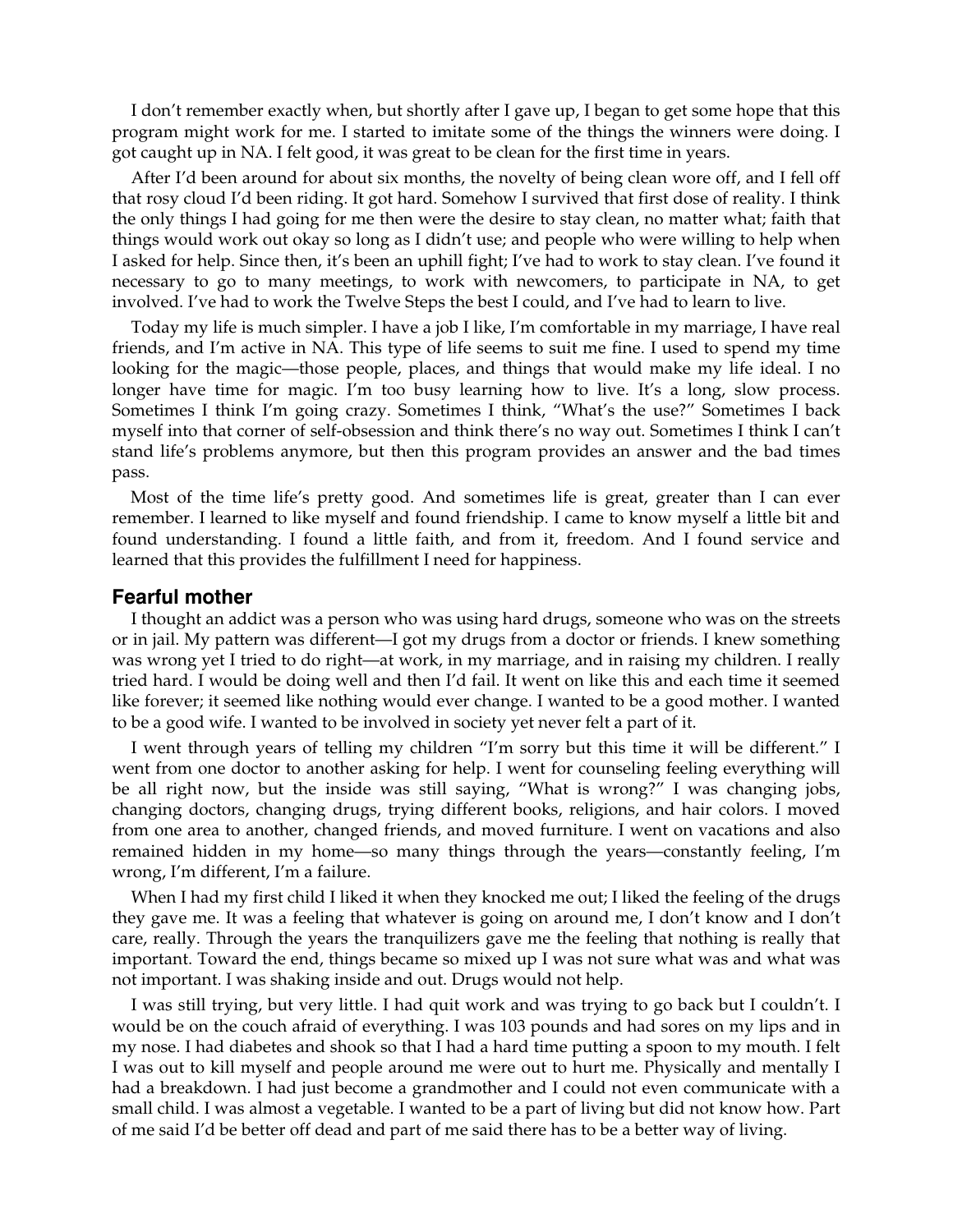I don't remember exactly when, but shortly after I gave up, I began to get some hope that this program might work for me. I started to imitate some of the things the winners were doing. I got caught up in NA. I felt good, it was great to be clean for the first time in years.

After I'd been around for about six months, the novelty of being clean wore off, and I fell off that rosy cloud I'd been riding. It got hard. Somehow I survived that first dose of reality. I think the only things I had going for me then were the desire to stay clean, no matter what; faith that things would work out okay so long as I didn't use; and people who were willing to help when I asked for help. Since then, it's been an uphill fight; I've had to work to stay clean. I've found it necessary to go to many meetings, to work with newcomers, to participate in NA, to get involved. I've had to work the Twelve Steps the best I could, and I've had to learn to live.

Today my life is much simpler. I have a job I like, I'm comfortable in my marriage, I have real friends, and I'm active in NA. This type of life seems to suit me fine. I used to spend my time looking for the magic—those people, places, and things that would make my life ideal. I no longer have time for magic. I'm too busy learning how to live. It's a long, slow process. Sometimes I think I'm going crazy. Sometimes I think, "What's the use?" Sometimes I back myself into that corner of self-obsession and think there's no way out. Sometimes I think I can't stand life's problems anymore, but then this program provides an answer and the bad times pass.

Most of the time life's pretty good. And sometimes life is great, greater than I can ever remember. I learned to like myself and found friendship. I came to know myself a little bit and found understanding. I found a little faith, and from it, freedom. And I found service and learned that this provides the fulfillment I need for happiness.

## Fearful mother

I thought an addict was a person who was using hard drugs, someone who was on the streets or in jail. My pattern was different—I got my drugs from a doctor or friends. I knew something was wrong yet I tried to do right—at work, in my marriage, and in raising my children. I really tried hard. I would be doing well and then I'd fail. It went on like this and each time it seemed like forever; it seemed like nothing would ever change. I wanted to be a good mother. I wanted to be a good wife. I wanted to be involved in society yet never felt a part of it.

I went through years of telling my children "I'm sorry but this time it will be different." I went from one doctor to another asking for help. I went for counseling feeling everything will be all right now, but the inside was still saying, "What is wrong?" I was changing jobs, changing doctors, changing drugs, trying different books, religions, and hair colors. I moved from one area to another, changed friends, and moved furniture. I went on vacations and also remained hidden in my home—so many things through the years—constantly feeling, I'm wrong, I'm different, I'm a failure.

When I had my first child I liked it when they knocked me out; I liked the feeling of the drugs they gave me. It was a feeling that whatever is going on around me, I don't know and I don't care, really. Through the years the tranquilizers gave me the feeling that nothing is really that important. Toward the end, things became so mixed up I was not sure what was and what was not important. I was shaking inside and out. Drugs would not help.

I was still trying, but very little. I had quit work and was trying to go back but I couldn't. I would be on the couch afraid of everything. I was 103 pounds and had sores on my lips and in my nose. I had diabetes and shook so that I had a hard time putting a spoon to my mouth. I felt I was out to kill myself and people around me were out to hurt me. Physically and mentally I had a breakdown. I had just become a grandmother and I could not even communicate with a small child. I was almost a vegetable. I wanted to be a part of living but did not know how. Part of me said I'd be better off dead and part of me said there has to be a better way of living.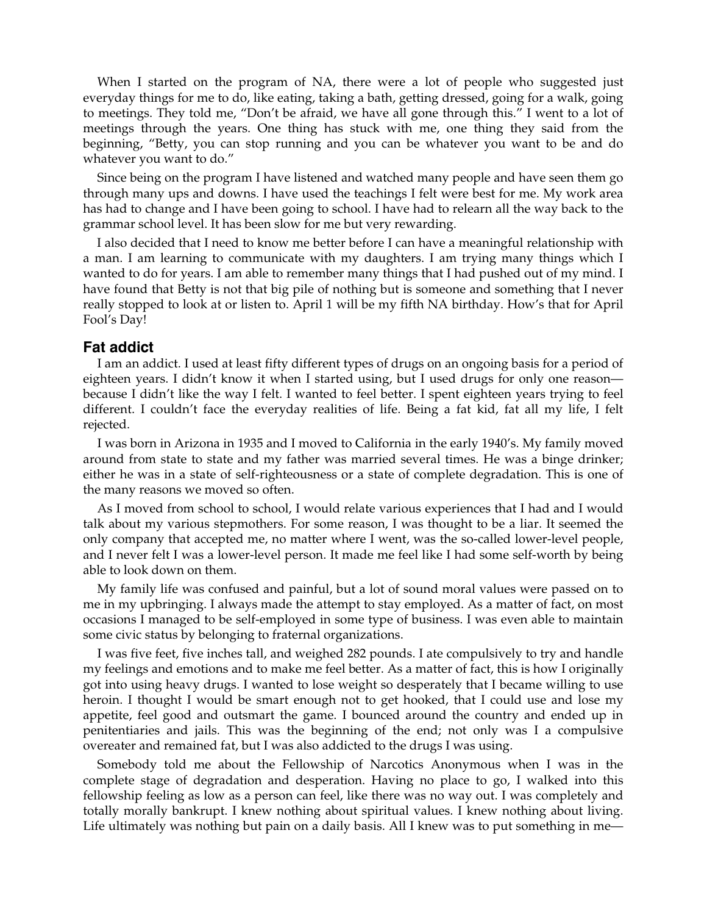When I started on the program of NA, there were a lot of people who suggested just everyday things for me to do, like eating, taking a bath, getting dressed, going for a walk, going to meetings. They told me, "Don't be afraid, we have all gone through this." I went to a lot of meetings through the years. One thing has stuck with me, one thing they said from the beginning, "Betty, you can stop running and you can be whatever you want to be and do whatever you want to do."

Since being on the program I have listened and watched many people and have seen them go through many ups and downs. I have used the teachings I felt were best for me. My work area has had to change and I have been going to school. I have had to relearn all the way back to the grammar school level. It has been slow for me but very rewarding.

I also decided that I need to know me better before I can have a meaningful relationship with a man. I am learning to communicate with my daughters. I am trying many things which I wanted to do for years. I am able to remember many things that I had pushed out of my mind. I have found that Betty is not that big pile of nothing but is someone and something that I never really stopped to look at or listen to. April 1 will be my fifth NA birthday. How's that for April Fool's Day!

## Fat addict

I am an addict. I used at least fifty different types of drugs on an ongoing basis for a period of eighteen years. I didn't know it when I started using, but I used drugs for only one reason—because I didn't like the way I felt. I wanted to feel better. I spent eighteen years trying to feel different. I couldn't face the everyday realities of life. Being a fat kid, fat all my life, I felt rejected.

I was born in Arizona in 1935 and I moved to California in the early 1940's. My family moved around from state to state and my father was married several times. He was a binge drinker; either he was in a state of self-righteousness or a state of complete degradation. This is one of the many reasons we moved so often.

As I moved from school to school, I would relate various experiences that I had and I would talk about my various stepmothers. For some reason, I was thought to be a liar. It seemed the only company that accepted me, no matter where I went, was the so-called lower-level people, and I never felt I was a lower-level person. It made me feel like I had some self-worth by being able to look down on them.

My family life was confused and painful, but a lot of sound moral values were passed on to me in my upbringing. I always made the attempt to stay employed. As a matter of fact, on most occasions I managed to be self-employed in some type of business. I was even able to maintain some civic status by belonging to fraternal organizations.

I was five feet, five inches tall, and weighed 282 pounds. I ate compulsively to try and handle my feelings and emotions and to make me feel better. As a matter of fact, this is how I originally got into using heavy drugs. I wanted to lose weight so desperately that I became willing to use heroin. I thought I would be smart enough not to get hooked, that I could use and lose my appetite, feel good and outsmart the game. I bounced around the country and ended up in penitentiaries and jails. This was the beginning of the end; not only was I a compulsive overeater and remained fat, but I was also addicted to the drugs I was using.

Somebody told me about the Fellowship of Narcotics Anonymous when I was in the complete stage of degradation and desperation. Having no place to go, I walked into this fellowship feeling as low as a person can feel, like there was no way out. I was completely and totally morally bankrupt. I knew nothing about spiritual values. I knew nothing about living. Life ultimately was nothing but pain on a daily basis. All I knew was to put something in me—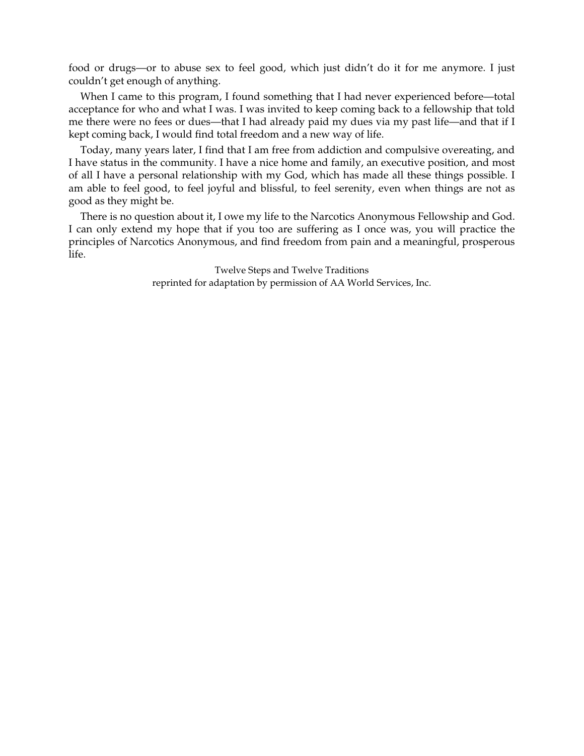food or drugs—or to abuse sex to feel good, which just didn't do it for me anymore. I just couldn't get enough of anything.

When I came to this program, I found something that I had never experienced before—total acceptance for who and what I was. I was invited to keep coming back to a fellowship that told me there were no fees or dues—that I had already paid my dues via my past life—and that if I kept coming back, I would find total freedom and a new way of life.

Today, many years later, I find that I am free from addiction and compulsive overeating, and I have status in the community. I have a nice home and family, an executive position, and most of all I have a personal relationship with my God, which has made all these things possible. I am able to feel good, to feel joyful and blissful, to feel serenity, even when things are not as good as they might be.

There is no question about it, I owe my life to the Narcotics Anonymous Fellowship and God. I can only extend my hope that if you too are suffering as I once was, you will practice the principles of Narcotics Anonymous, and find freedom from pain and a meaningful, prosperous life.

Twelve Steps and Twelve Traditions
reprinted for adaptation by permission of AA World Services, Inc.